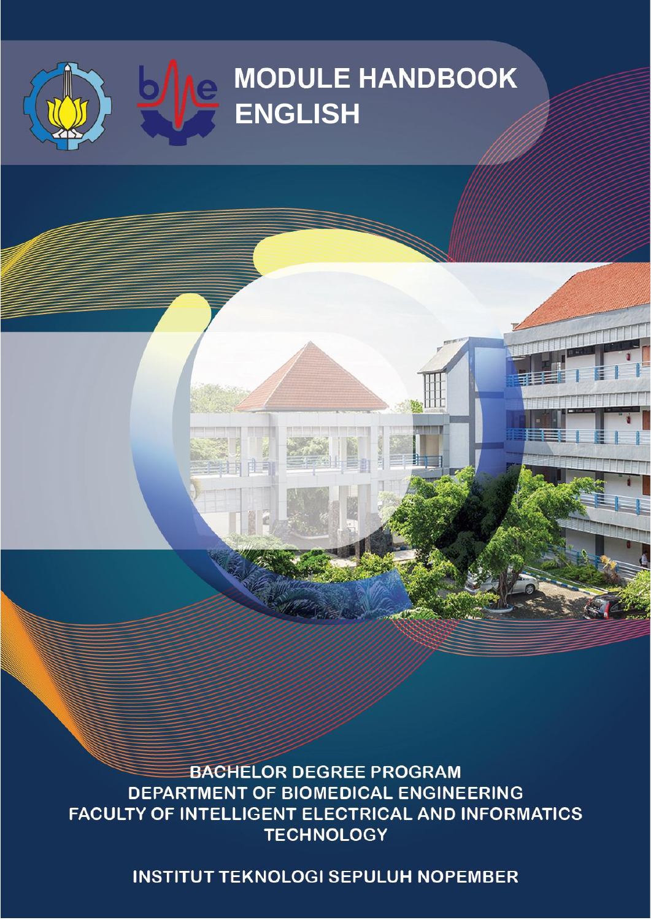# MODULE HANDBOOK ENGLISH

BACHELOR DEGREE PROGRAM
DEPARTMENT OF BIOMEDICAL ENGINEERING
FACULTY OF INTELLIGENT ELECTRICAL AND INFORMATICS TECHNOLOGY

INSTITUT TEKNOLOGI SEPULUH NOPEMBER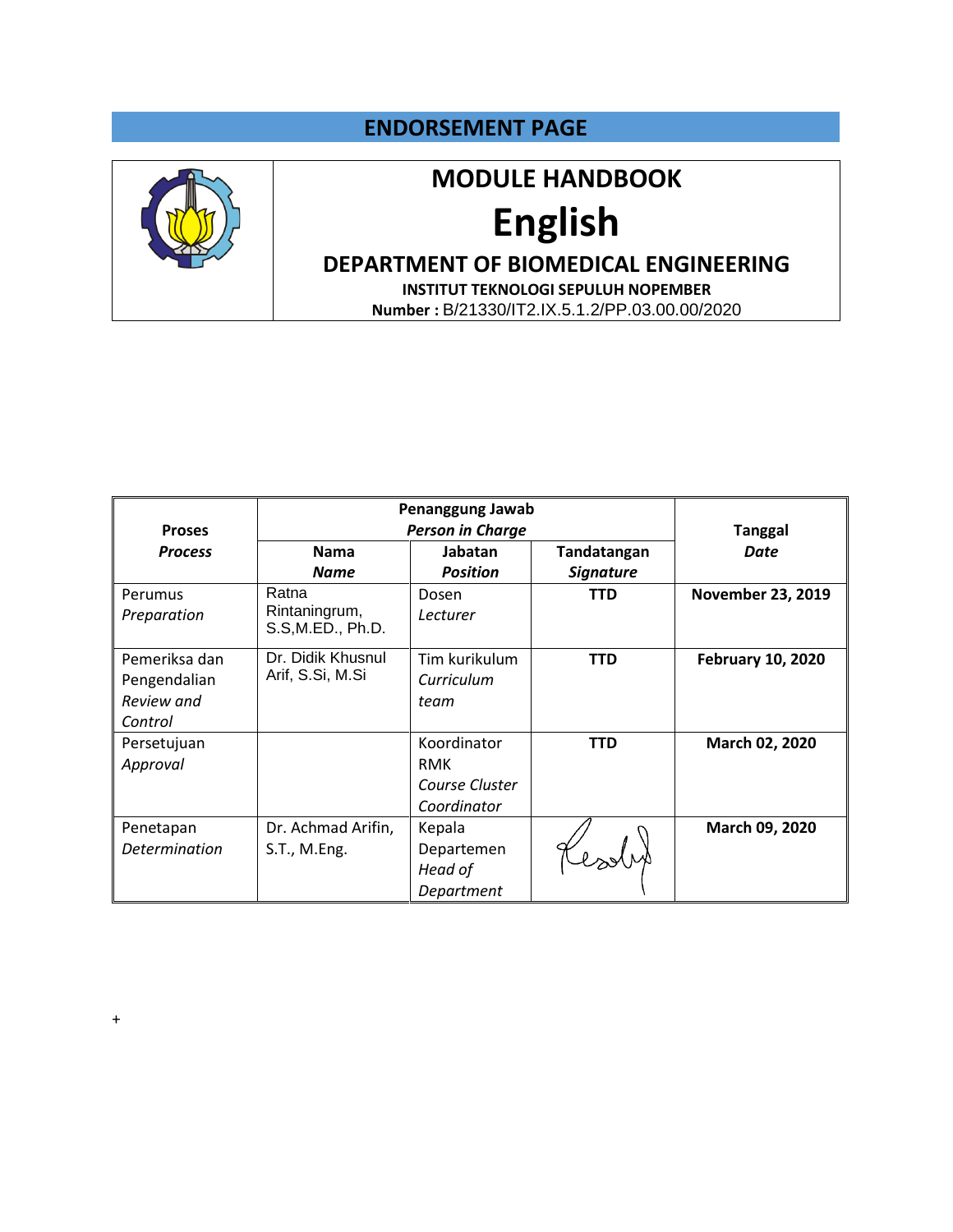## ENDORSEMENT PAGE

| | MODULE HANDBOOK<br>**English**<br>DEPARTMENT OF BIOMEDICAL ENGINEERING<br>INSTITUT TEKNOLOGI SEPULUH NOPEMBER<br>**Number :** B/21330/IT2.IX.5.1.2/PP.03.00.00/2020 |
|---|---|

| **Proses**<br>***Process*** | **Penanggung Jawab**<br>***Person in Charge*** | | | **Tanggal**<br>***Date*** |
|---|---|---|---|---|
| | **Nama**<br>***Name*** | **Jabatan**<br>***Position*** | **Tandatangan**<br>***Signature*** | |
| Perumus<br>*Preparation* | Ratna Rintaningrum, S.S,M.ED., Ph.D. | Dosen<br>*Lecturer* | **TTD** | **November 23, 2019** |
| Pemeriksa dan Pengendalian<br>*Review and Control* | Dr. Didik Khusnul Arif, S.Si, M.Si | Tim kurikulum<br>*Curriculum team* | **TTD** | **February 10, 2020** |
| Persetujuan<br>*Approval* | | Koordinator RMK<br>*Course Cluster Coordinator* | **TTD** | **March 02, 2020** |
| Penetapan<br>*Determination* | Dr. Achmad Arifin, S.T., M.Eng. | Kepala Departemen<br>*Head of Department* | | **March 09, 2020** |

+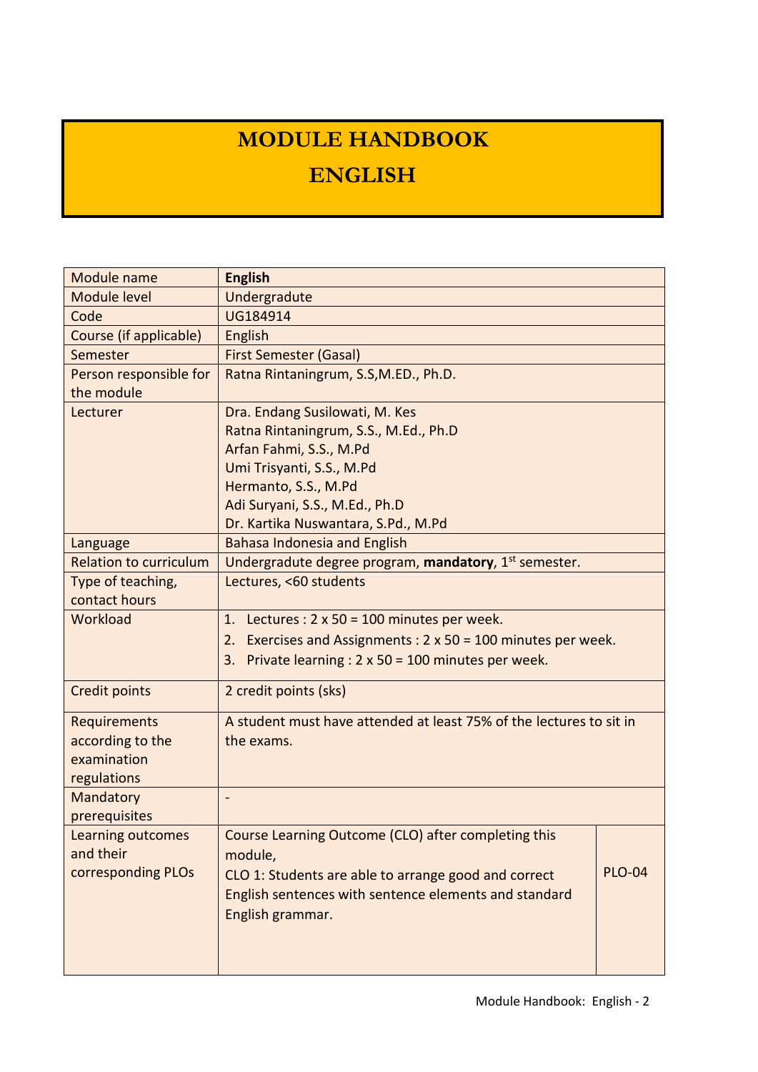# MODULE HANDBOOK

# ENGLISH

| Module name | **English** | |
|---|---|---|
| Module level | Undergradute | |
| Code | UG184914 | |
| Course (if applicable) | English | |
| Semester | First Semester (Gasal) | |
| Person responsible for the module | Ratna Rintaningrum, S.S,M.ED., Ph.D. | |
| Lecturer | Dra. Endang Susilowati, M. Kes<br>Ratna Rintaningrum, S.S., M.Ed., Ph.D<br>Arfan Fahmi, S.S., M.Pd<br>Umi Trisyanti, S.S., M.Pd<br>Hermanto, S.S., M.Pd<br>Adi Suryani, S.S., M.Ed., Ph.D<br>Dr. Kartika Nuswantara, S.Pd., M.Pd | |
| Language | Bahasa Indonesia and English | |
| Relation to curriculum | Undergradute degree program, **mandatory**, 1st semester. | |
| Type of teaching, contact hours | Lectures, <60 students | |
| Workload | 1. Lectures : 2 x 50 = 100 minutes per week.<br>2. Exercises and Assignments : 2 x 50 = 100 minutes per week.<br>3. Private learning : 2 x 50 = 100 minutes per week. | |
| Credit points | 2 credit points (sks) | |
| Requirements according to the examination regulations | A student must have attended at least 75% of the lectures to sit in the exams. | |
| Mandatory prerequisites | - | |
| Learning outcomes and their corresponding PLOs | Course Learning Outcome (CLO) after completing this module,<br>CLO 1: Students are able to arrange good and correct English sentences with sentence elements and standard English grammar. | PLO-04 |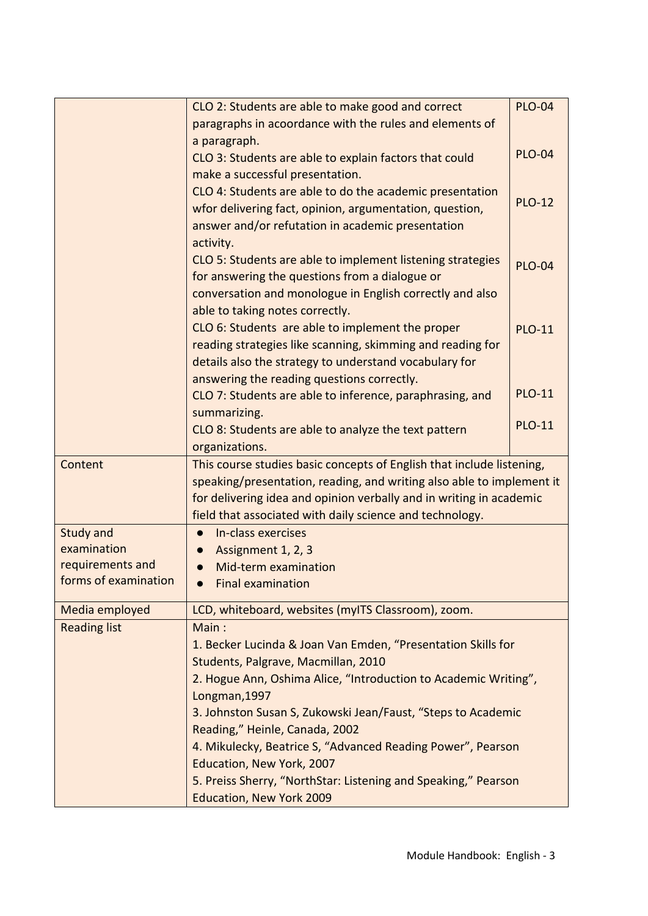|  |  |  |
|---|---|---|
|  | CLO 2: Students are able to make good and correct paragraphs in acoordance with the rules and elements of a paragraph. | PLO-04 |
|  | CLO 3: Students are able to explain factors that could make a successful presentation. | PLO-04 |
|  | CLO 4: Students are able to do the academic presentation wfor delivering fact, opinion, argumentation, question, answer and/or refutation in academic presentation activity. | PLO-12 |
|  | CLO 5: Students are able to implement listening strategies for answering the questions from a dialogue or conversation and monologue in English correctly and also able to taking notes correctly. | PLO-04 |
|  | CLO 6: Students are able to implement the proper reading strategies like scanning, skimming and reading for details also the strategy to understand vocabulary for answering the reading questions correctly. | PLO-11 |
|  | CLO 7: Students are able to inference, paraphrasing, and summarizing. | PLO-11 |
|  | CLO 8: Students are able to analyze the text pattern organizations. | PLO-11 |
| Content | This course studies basic concepts of English that include listening, speaking/presentation, reading, and writing also able to implement it for delivering idea and opinion verbally and in writing in academic field that associated with daily science and technology. |  |
| Study and examination requirements and forms of examination | • In-class exercises<br>• Assignment 1, 2, 3<br>• Mid-term examination<br>• Final examination |  |
| Media employed | LCD, whiteboard, websites (myITS Classroom), zoom. |  |
| Reading list | Main :<br>1. Becker Lucinda & Joan Van Emden, “Presentation Skills for Students, Palgrave, Macmillan, 2010<br>2. Hogue Ann, Oshima Alice, “Introduction to Academic Writing”, Longman,1997<br>3. Johnston Susan S, Zukowski Jean/Faust, “Steps to Academic Reading,” Heinle, Canada, 2002<br>4. Mikulecky, Beatrice S, “Advanced Reading Power”, Pearson Education, New York, 2007<br>5. Preiss Sherry, “NorthStar: Listening and Speaking,” Pearson Education, New York 2009 |  |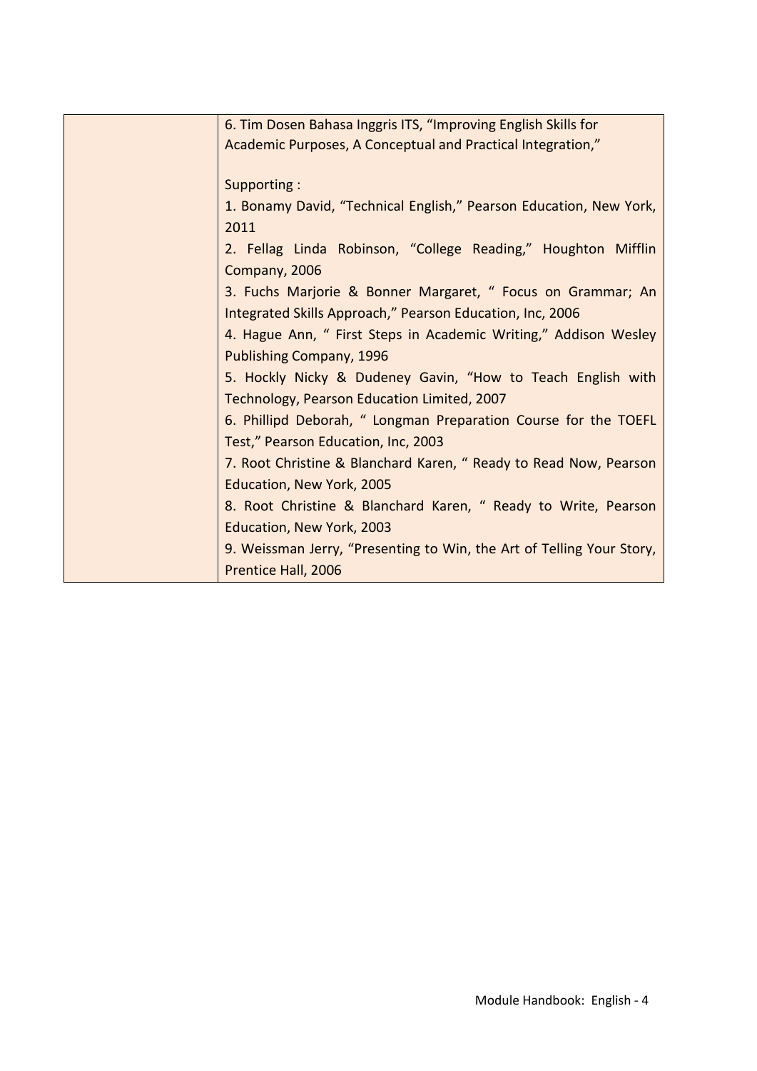|  | 6. Tim Dosen Bahasa Inggris ITS, “Improving English Skills for Academic Purposes, A Conceptual and Practical Integration,”<br><br>Supporting :<br>1. Bonamy David, “Technical English,” Pearson Education, New York, 2011<br>2. Fellag Linda Robinson, “College Reading,” Houghton Mifflin Company, 2006<br>3. Fuchs Marjorie & Bonner Margaret, “ Focus on Grammar; An Integrated Skills Approach,” Pearson Education, Inc, 2006<br>4. Hague Ann, “ First Steps in Academic Writing,” Addison Wesley Publishing Company, 1996<br>5. Hockly Nicky & Dudeney Gavin, “How to Teach English with Technology, Pearson Education Limited, 2007<br>6. Phillipd Deborah, “ Longman Preparation Course for the TOEFL Test,” Pearson Education, Inc, 2003<br>7. Root Christine & Blanchard Karen, “ Ready to Read Now, Pearson Education, New York, 2005<br>8. Root Christine & Blanchard Karen, “ Ready to Write, Pearson Education, New York, 2003<br>9. Weissman Jerry, “Presenting to Win, the Art of Telling Your Story, Prentice Hall, 2006 |
|---|---|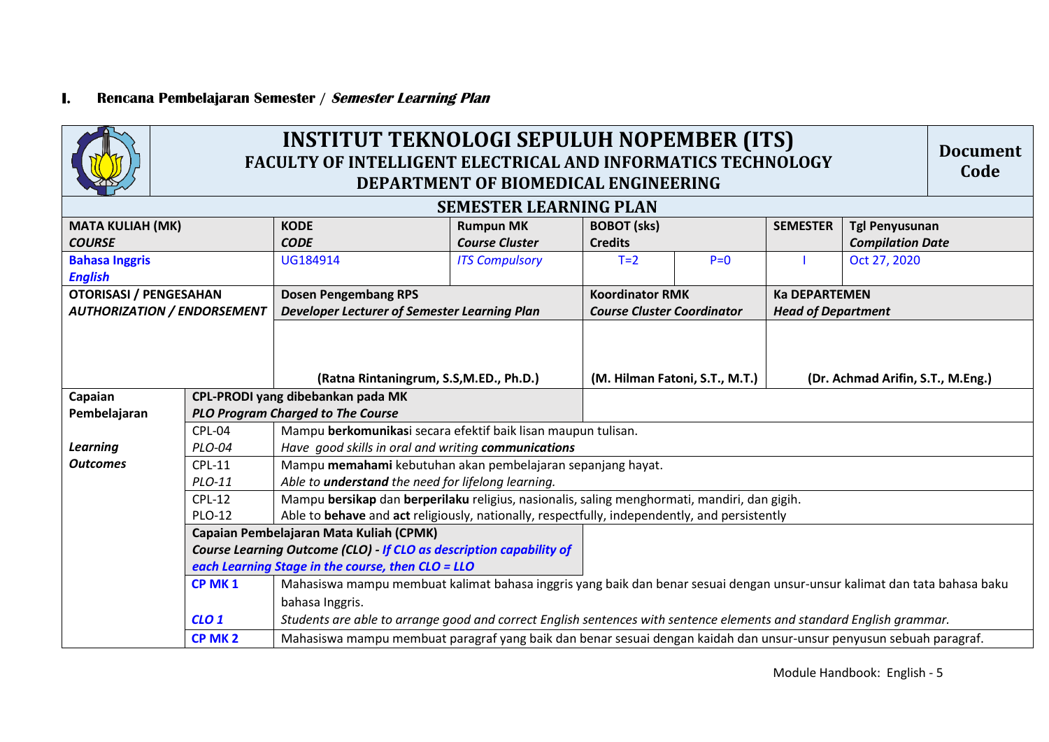## I. Rencana Pembelajaran Semester / *Semester Learning Plan*

| INSTITUT TEKNOLOGI SEPULUH NOPEMBER (ITS) FACULTY OF INTELLIGENT ELECTRICAL AND INFORMATICS TECHNOLOGY DEPARTMENT OF BIOMEDICAL ENGINEERING | | | | | | | Document Code |
|---|---|---|---|---|---|---|---|
| **SEMESTER LEARNING PLAN** | | | | | | | |
| **MATA KULIAH (MK)** ***COURSE*** | **KODE** ***CODE*** | **Rumpun MK** ***Course Cluster*** | **BOBOT (sks)** **Credits** | | **SEMESTER** | **Tgl Penyusunan** ***Compilation Date*** | |
| **Bahasa Inggris** ***English*** | UG184914 | *ITS Compulsory* | T=2 | P=0 | I | Oct 27, 2020 | |
| **OTORISASI / PENGESAHAN** ***AUTHORIZATION / ENDORSEMENT*** | **Dosen Pengembang RPS** ***Developer Lecturer of Semester Learning Plan*** | | **Koordinator RMK** ***Course Cluster Coordinator*** | | **Ka DEPARTEMEN** ***Head of Department*** | | |
| | **(Ratna Rintaningrum, S.S,M.ED., Ph.D.)** | | **(M. Hilman Fatoni, S.T., M.T.)** | | **(Dr. Achmad Arifin, S.T., M.Eng.)** | | |

| **Capaian Pembelajaran** ***Learning Outcomes*** | | |
|---|---|---|
| | **CPL-PRODI yang dibebankan pada MK** ***PLO Program Charged to The Course*** | |
| | CPL-04 *PLO-04* | Mampu **berkomunikas**i secara efektif baik lisan maupun tulisan. *Have good skills in oral and writing **communications*** |
| | CPL-11 *PLO-11* | Mampu **memahami** kebutuhan akan pembelajaran sepanjang hayat. *Able to **understand** the need for lifelong learning.* |
| | CPL-12 PLO-12 | Mampu **bersikap** dan **berperilaku** religius, nasionalis, saling menghormati, mandiri, dan gigih. Able to **behave** and **act** religiously, nationally, respectfully, independently, and persistently |
| | **Capaian Pembelajaran Mata Kuliah (CPMK)** ***Course Learning Outcome (CLO) - If CLO as description capability of each Learning Stage in the course, then CLO = LLO*** | |
| | **CP MK 1** ***CLO 1*** | Mahasiswa mampu membuat kalimat bahasa inggris yang baik dan benar sesuai dengan unsur-unsur kalimat dan tata bahasa baku bahasa Inggris. *Students are able to arrange good and correct English sentences with sentence elements and standard English grammar.* |
| | **CP MK 2** | Mahasiswa mampu membuat paragraf yang baik dan benar sesuai dengan kaidah dan unsur-unsur penyusun sebuah paragraf. |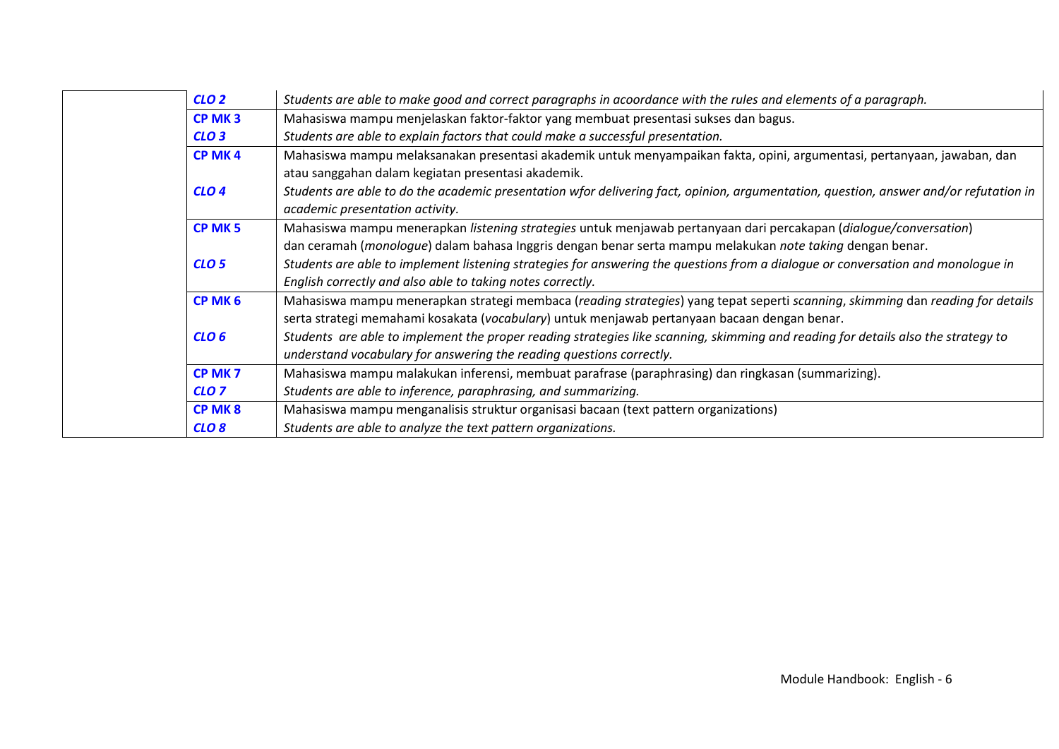| | | |
|---|---|---|
| | ***CLO 2*** | *Students are able to make good and correct paragraphs in acoordance with the rules and elements of a paragraph.* |
| | **CP MK 3** | Mahasiswa mampu menjelaskan faktor-faktor yang membuat presentasi sukses dan bagus. |
| | ***CLO 3*** | *Students are able to explain factors that could make a successful presentation.* |
| | **CP MK 4** | Mahasiswa mampu melaksanakan presentasi akademik untuk menyampaikan fakta, opini, argumentasi, pertanyaan, jawaban, dan atau sanggahan dalam kegiatan presentasi akademik. |
| | ***CLO 4*** | *Students are able to do the academic presentation wfor delivering fact, opinion, argumentation, question, answer and/or refutation in academic presentation activity.* |
| | **CP MK 5** | Mahasiswa mampu menerapkan *listening strategies* untuk menjawab pertanyaan dari percakapan (*dialogue/conversation*) dan ceramah (*monologue*) dalam bahasa Inggris dengan benar serta mampu melakukan *note taking* dengan benar. |
| | ***CLO 5*** | *Students are able to implement listening strategies for answering the questions from a dialogue or conversation and monologue in English correctly and also able to taking notes correctly.* |
| | **CP MK 6** | Mahasiswa mampu menerapkan strategi membaca (*reading strategies*) yang tepat seperti *scanning*, *skimming* dan *reading for details* serta strategi memahami kosakata (*vocabulary*) untuk menjawab pertanyaan bacaan dengan benar. |
| | ***CLO 6*** | *Students are able to implement the proper reading strategies like scanning, skimming and reading for details also the strategy to understand vocabulary for answering the reading questions correctly.* |
| | **CP MK 7** | Mahasiswa mampu malakukan inferensi, membuat parafrase (paraphrasing) dan ringkasan (summarizing). |
| | ***CLO 7*** | *Students are able to inference, paraphrasing, and summarizing.* |
| | **CP MK 8** | Mahasiswa mampu menganalisis struktur organisasi bacaan (text pattern organizations) |
| | ***CLO 8*** | *Students are able to analyze the text pattern organizations.* |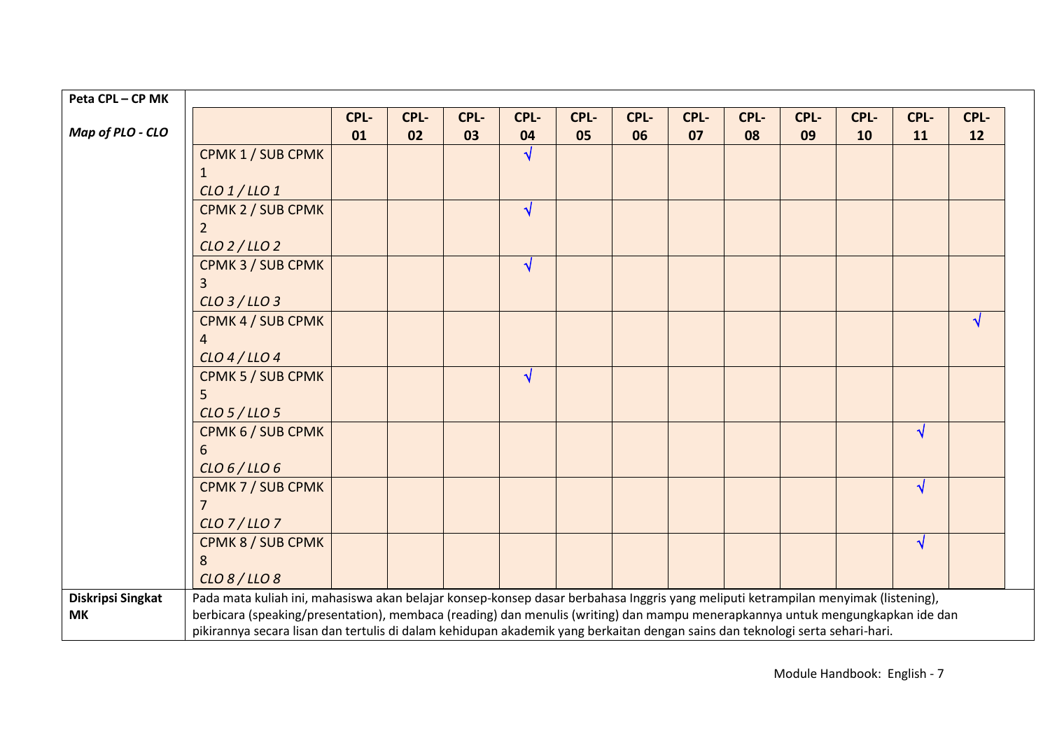| Peta CPL – CP MK<br><br>*Map of PLO - CLO* | | CPL-01 | CPL-02 | CPL-03 | CPL-04 | CPL-05 | CPL-06 | CPL-07 | CPL-08 | CPL-09 | CPL-10 | CPL-11 | CPL-12 |
|---|---|---|---|---|---|---|---|---|---|---|---|---|---|
| | CPMK 1 / SUB CPMK 1<br>*CLO 1 / LLO 1* | | | | √ | | | | | | | | |
| | CPMK 2 / SUB CPMK 2<br>*CLO 2 / LLO 2* | | | | √ | | | | | | | | |
| | CPMK 3 / SUB CPMK 3<br>*CLO 3 / LLO 3* | | | | √ | | | | | | | | |
| | CPMK 4 / SUB CPMK 4<br>*CLO 4 / LLO 4* | | | | | | | | | | | | √ |
| | CPMK 5 / SUB CPMK 5<br>*CLO 5 / LLO 5* | | | | √ | | | | | | | | |
| | CPMK 6 / SUB CPMK 6<br>*CLO 6 / LLO 6* | | | | | | | | | | | √ | |
| | CPMK 7 / SUB CPMK 7<br>*CLO 7 / LLO 7* | | | | | | | | | | | √ | |
| | CPMK 8 / SUB CPMK 8<br>*CLO 8 / LLO 8* | | | | | | | | | | | √ | |
| **Diskripsi Singkat MK** | Pada mata kuliah ini, mahasiswa akan belajar konsep-konsep dasar berbahasa Inggris yang meliputi ketrampilan menyimak (listening), berbicara (speaking/presentation), membaca (reading) dan menulis (writing) dan mampu menerapkannya untuk mengungkapkan ide dan pikirannya secara lisan dan tertulis di dalam kehidupan akademik yang berkaitan dengan sains dan teknologi serta sehari-hari. | | | | | | | | | | | | |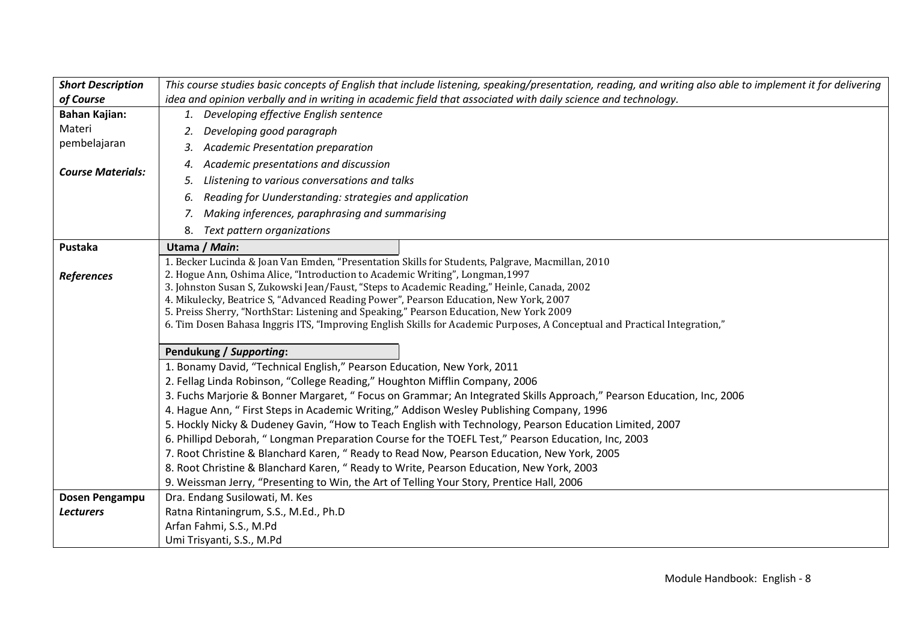| ***Short Description of Course*** | *This course studies basic concepts of English that include listening, speaking/presentation, reading, and writing also able to implement it for delivering idea and opinion verbally and in writing in academic field that associated with daily science and technology.* |
|---|---|
| **Bahan Kajian:** Materi pembelajaran<br><br>***Course Materials:*** | 1. *Developing effective English sentence*<br>2. *Developing good paragraph*<br>3. *Academic Presentation preparation*<br>4. *Academic presentations and discussion*<br>5. *Llistening to various conversations and talks*<br>6. *Reading for Uunderstanding: strategies and application*<br>7. *Making inferences, paraphrasing and summarising*<br>8. *Text pattern organizations* |
| **Pustaka**<br><br>***References*** | **Utama / *Main*:**<br>1. Becker Lucinda & Joan Van Emden, "Presentation Skills for Students, Palgrave, Macmillan, 2010<br>2. Hogue Ann, Oshima Alice, "Introduction to Academic Writing", Longman,1997<br>3. Johnston Susan S, Zukowski Jean/Faust, "Steps to Academic Reading," Heinle, Canada, 2002<br>4. Mikulecky, Beatrice S, "Advanced Reading Power", Pearson Education, New York, 2007<br>5. Preiss Sherry, "NorthStar: Listening and Speaking," Pearson Education, New York 2009<br>6. Tim Dosen Bahasa Inggris ITS, "Improving English Skills for Academic Purposes, A Conceptual and Practical Integration,"<br><br>**Pendukung / *Supporting*:**<br>1. Bonamy David, "Technical English," Pearson Education, New York, 2011<br>2. Fellag Linda Robinson, "College Reading," Houghton Mifflin Company, 2006<br>3. Fuchs Marjorie & Bonner Margaret, " Focus on Grammar; An Integrated Skills Approach," Pearson Education, Inc, 2006<br>4. Hague Ann, " First Steps in Academic Writing," Addison Wesley Publishing Company, 1996<br>5. Hockly Nicky & Dudeney Gavin, "How to Teach English with Technology, Pearson Education Limited, 2007<br>6. Phillipd Deborah, " Longman Preparation Course for the TOEFL Test," Pearson Education, Inc, 2003<br>7. Root Christine & Blanchard Karen, " Ready to Read Now, Pearson Education, New York, 2005<br>8. Root Christine & Blanchard Karen, " Ready to Write, Pearson Education, New York, 2003<br>9. Weissman Jerry, "Presenting to Win, the Art of Telling Your Story, Prentice Hall, 2006 |
| **Dosen Pengampu**<br>***Lecturers*** | Dra. Endang Susilowati, M. Kes<br>Ratna Rintaningrum, S.S., M.Ed., Ph.D<br>Arfan Fahmi, S.S., M.Pd<br>Umi Trisyanti, S.S., M.Pd |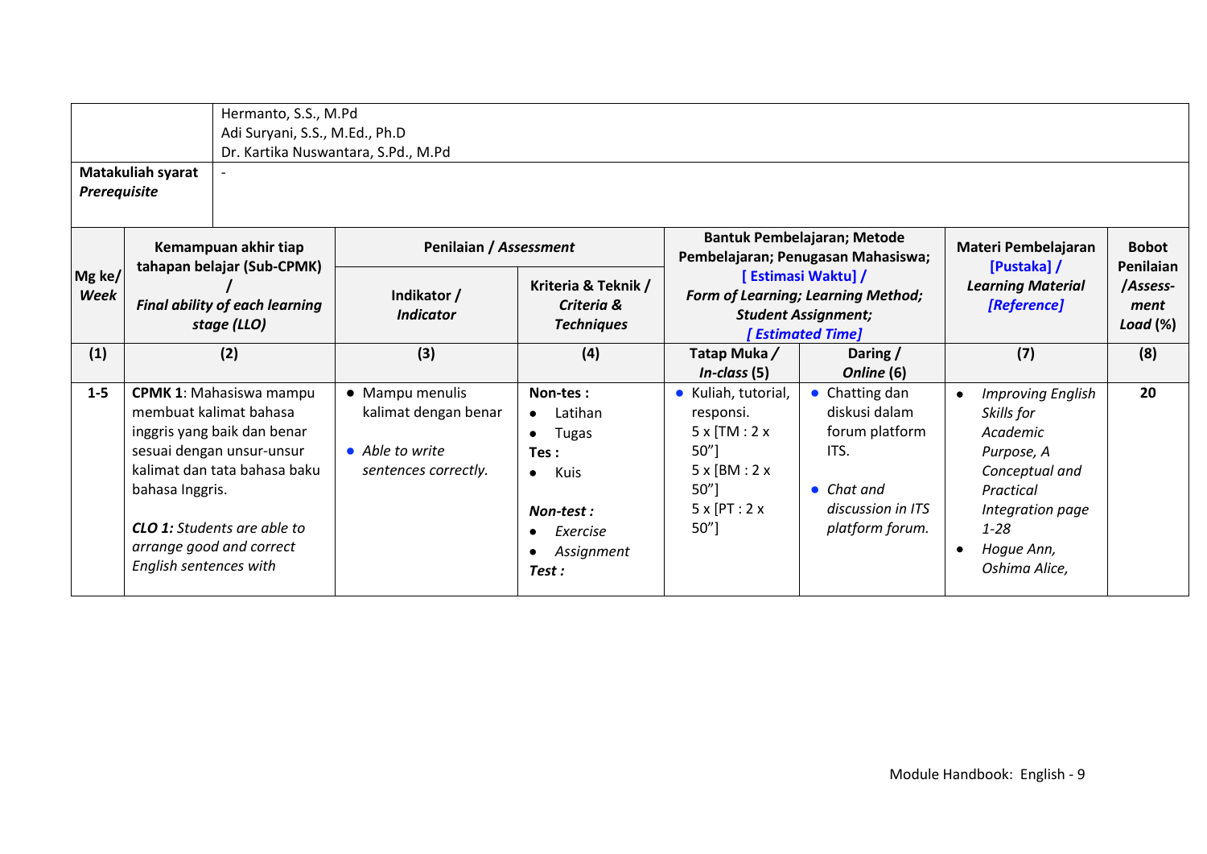| | Hermanto, S.S., M.Pd<br>Adi Suryani, S.S., M.Ed., Ph.D<br>Dr. Kartika Nuswantara, S.Pd., M.Pd |
|---|---|
| **Matakuliah syarat** ***Prerequisite*** | - |

| **Mg ke/ *Week*** | **Kemampuan akhir tiap tahapan belajar (Sub-CPMK) / *Final ability of each learning stage (LLO)*** | **Penilaian / *Assessment*** | | **Bantuk Pembelajaran; Metode Pembelajaran; Penugasan Mahasiswa; [ Estimasi Waktu] / *Form of Learning; Learning Method; Student Assignment; [ Estimated Time]*** | | **Materi Pembelajaran [Pustaka] / *Learning Material [Reference]*** | **Bobot Penilaian /*Assess-ment Load* (%)** |
|---|---|---|---|---|---|---|---|
| | | **Indikator / *Indicator*** | **Kriteria & Teknik / *Criteria & Techniques*** | | | | |
| **(1)** | **(2)** | **(3)** | **(4)** | **Tatap Muka / *In-class* (5)** | **Daring / *Online* (6)** | **(7)** | **(8)** |
| **1-5** | **CPMK 1**: Mahasiswa mampu membuat kalimat bahasa inggris yang baik dan benar sesuai dengan unsur-unsur kalimat dan tata bahasa baku bahasa Inggris.<br><br>***CLO 1:*** *Students are able to arrange good and correct English sentences with* | • Mampu menulis kalimat dengan benar<br><br>• *Able to write sentences correctly.* | **Non-tes :**<br>• Latihan<br>• Tugas<br>**Tes :**<br>• Kuis<br><br>***Non-test :***<br>• *Exercise*<br>• *Assignment*<br>***Test :*** | • Kuliah, tutorial, responsi.<br>5 x [TM : 2 x 50"]<br>5 x [BM : 2 x 50"]<br>5 x [PT : 2 x 50"] | • Chatting dan diskusi dalam forum platform ITS.<br><br>• *Chat and discussion in ITS platform forum.* | • *Improving English Skills for Academic Purpose, A Conceptual and Practical Integration page 1-28*<br>• *Hogue Ann, Oshima Alice,* | **20** |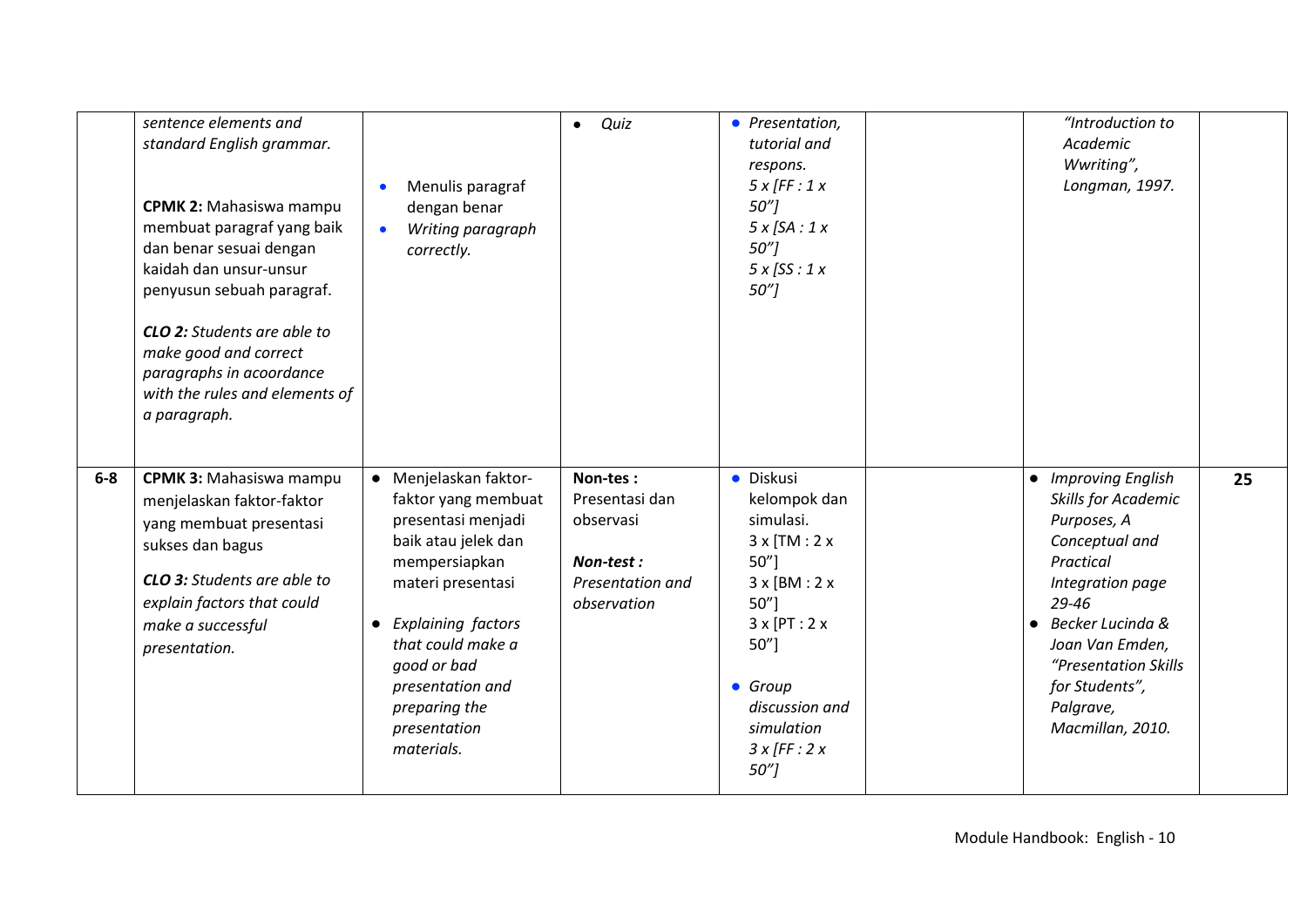| | | | | | | | |
|---|---|---|---|---|---|---|---|
| | *sentence elements and standard English grammar.*<br><br>**CPMK 2:** Mahasiswa mampu membuat paragraf yang baik dan benar sesuai dengan kaidah dan unsur-unsur penyusun sebuah paragraf.<br><br>***CLO 2:*** *Students are able to make good and correct paragraphs in acoordance with the rules and elements of a paragraph.* | • Menulis paragraf dengan benar<br>• *Writing paragraph correctly.* | • *Quiz* | • *Presentation, tutorial and respons.*<br>*5 x [FF : 1 x 50"]*<br>*5 x [SA : 1 x 50"]*<br>*5 x [SS : 1 x 50"]* | | *"Introduction to Academic Wwriting", Longman, 1997.* | |
| **6-8** | **CPMK 3:** Mahasiswa mampu menjelaskan faktor-faktor yang membuat presentasi sukses dan bagus<br><br>***CLO 3:*** *Students are able to explain factors that could make a successful presentation.* | • Menjelaskan faktor-faktor yang membuat presentasi menjadi baik atau jelek dan mempersiapkan materi presentasi<br>• *Explaining factors that could make a good or bad presentation and preparing the presentation materials.* | **Non-tes :** Presentasi dan observasi<br><br>***Non-test :*** *Presentation and observation* | • Diskusi kelompok dan simulasi.<br>3 x [TM : 2 x 50"]<br>3 x [BM : 2 x 50"]<br>3 x [PT : 2 x 50"]<br><br>• *Group discussion and simulation*<br>*3 x [FF : 2 x 50"]* | | • *Improving English Skills for Academic Purposes, A Conceptual and Practical Integration page 29-46*<br>• *Becker Lucinda & Joan Van Emden, "Presentation Skills for Students", Palgrave, Macmillan, 2010.* | **25** |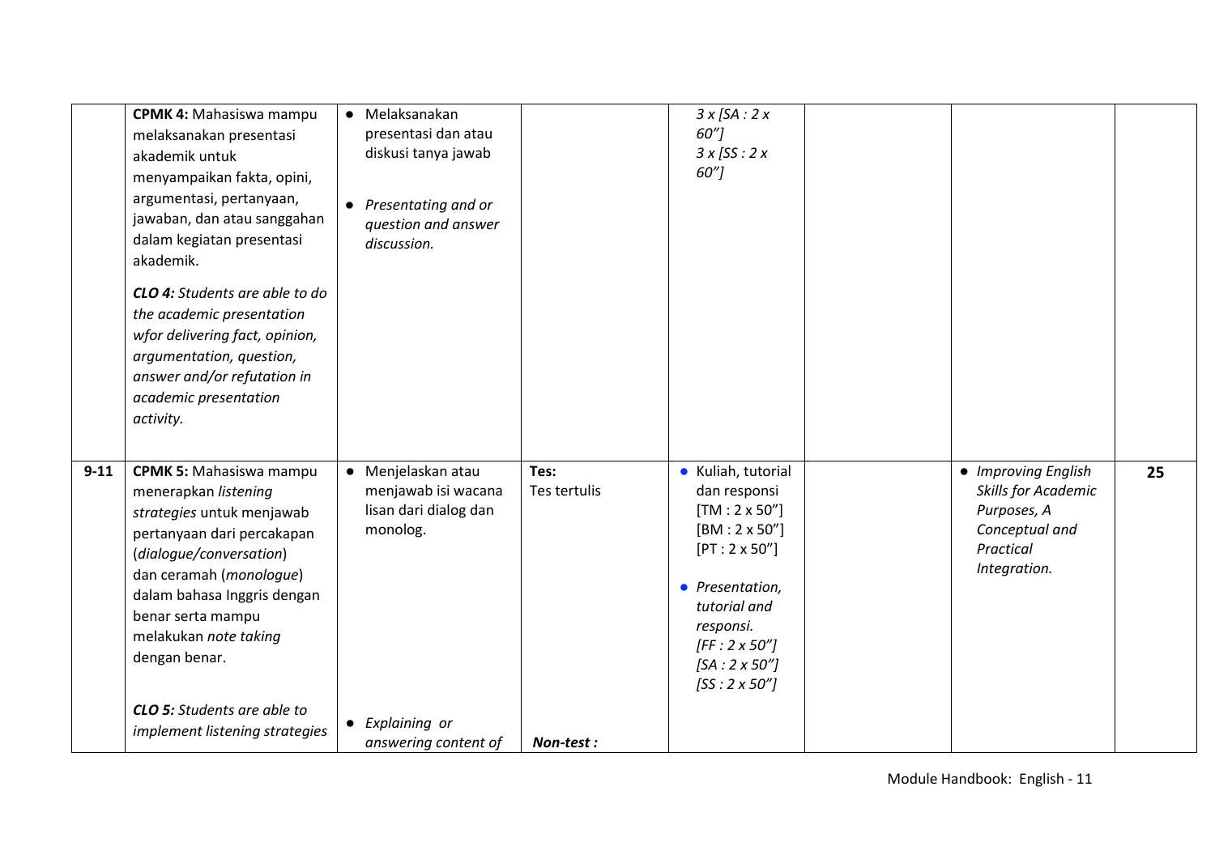| | | | | | | | |
|---|---|---|---|---|---|---|---|
| | **CPMK 4:** Mahasiswa mampu melaksanakan presentasi akademik untuk menyampaikan fakta, opini, argumentasi, pertanyaan, jawaban, dan atau sanggahan dalam kegiatan presentasi akademik.<br><br>***CLO 4:*** *Students are able to do the academic presentation wfor delivering fact, opinion, argumentation, question, answer and/or refutation in academic presentation activity.* | • Melaksanakan presentasi dan atau diskusi tanya jawab<br><br>• *Presentating and or question and answer discussion.* | | *3 x [SA : 2 x 60"]*<br>*3 x [SS : 2 x 60"]* | | | |
| **9-11** | **CPMK 5:** Mahasiswa mampu menerapkan *listening strategies* untuk menjawab pertanyaan dari percakapan (*dialogue/conversation*) dan ceramah (*monologue*) dalam bahasa Inggris dengan benar serta mampu melakukan *note taking* dengan benar.<br><br>***CLO 5:*** *Students are able to implement listening strategies* | • Menjelaskan atau menjawab isi wacana lisan dari dialog dan monolog.<br><br>• *Explaining or answering content of* | **Tes:**<br>Tes tertulis<br><br>***Non-test :*** | • Kuliah, tutorial dan responsi<br>[TM : 2 x 50"]<br>[BM : 2 x 50"]<br>[PT : 2 x 50"]<br><br>• *Presentation, tutorial and responsi.*<br>*[FF : 2 x 50"]*<br>*[SA : 2 x 50"]*<br>*[SS : 2 x 50"]* | | • *Improving English Skills for Academic Purposes, A Conceptual and Practical Integration.* | **25** |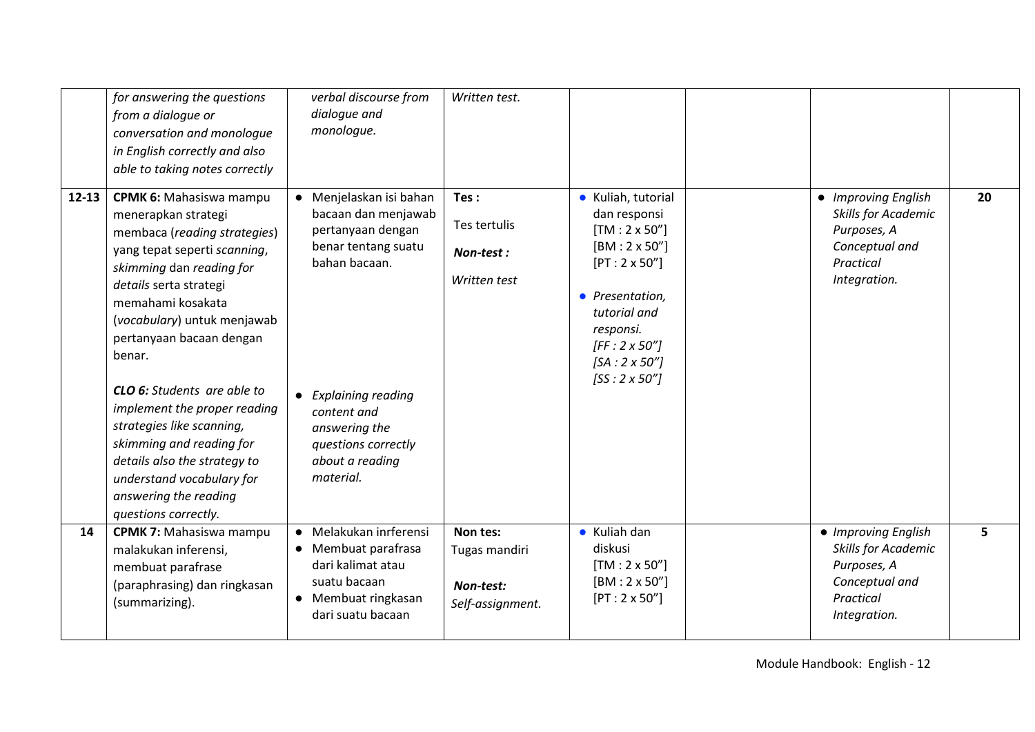| | | | | | | | |
|---|---|---|---|---|---|---|---|
| | *for answering the questions from a dialogue or conversation and monologue in English correctly and also able to taking notes correctly* | *verbal discourse from dialogue and monologue.* | *Written test.* | | | | |
| **12-13** | **CPMK 6:** Mahasiswa mampu menerapkan strategi membaca (*reading strategies*) yang tepat seperti *scanning*, *skimming* dan *reading for details* serta strategi memahami kosakata (*vocabulary*) untuk menjawab pertanyaan bacaan dengan benar.<br><br>***CLO 6:*** *Students are able to implement the proper reading strategies like scanning, skimming and reading for details also the strategy to understand vocabulary for answering the reading questions correctly.* | • Menjelaskan isi bahan bacaan dan menjawab pertanyaan dengan benar tentang suatu bahan bacaan.<br><br>• *Explaining reading content and answering the questions correctly about a reading material.* | **Tes :**<br>Tes tertulis<br>***Non-test :***<br>*Written test* | • Kuliah, tutorial dan responsi [TM : 2 x 50”] [BM : 2 x 50”] [PT : 2 x 50”]<br><br>• *Presentation, tutorial and responsi. [FF : 2 x 50”] [SA : 2 x 50”] [SS : 2 x 50”]* | | • *Improving English Skills for Academic Purposes, A Conceptual and Practical Integration.* | **20** |
| **14** | **CPMK 7:** Mahasiswa mampu malakukan inferensi, membuat parafrase (paraphrasing) dan ringkasan (summarizing). | • Melakukan inrferensi<br>• Membuat parafrasa dari kalimat atau suatu bacaan<br>• Membuat ringkasan dari suatu bacaan | **Non tes:**<br>Tugas mandiri<br>***Non-test:***<br>*Self-assignment.* | • Kuliah dan diskusi [TM : 2 x 50”] [BM : 2 x 50”] [PT : 2 x 50”] | | • *Improving English Skills for Academic Purposes, A Conceptual and Practical Integration.* | **5** |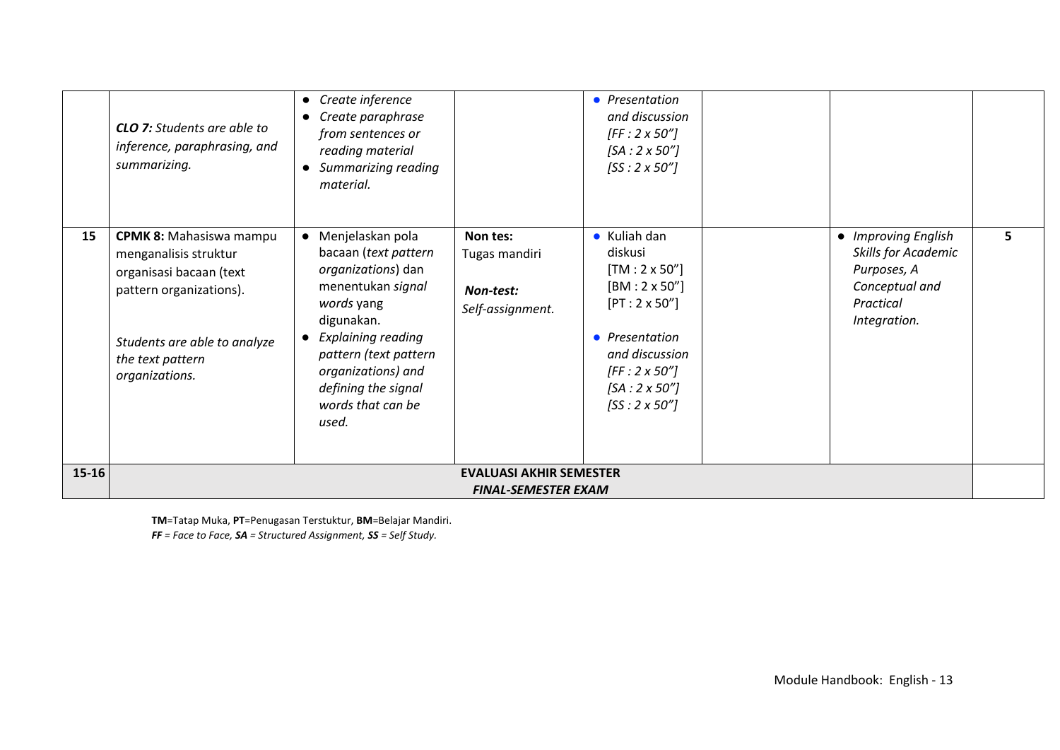|  |  |  |  |  |  |  |  |
|---|---|---|---|---|---|---|---|
|  | ***CLO 7:*** *Students are able to inference, paraphrasing, and summarizing.* | • *Create inference*<br>• *Create paraphrase from sentences or reading material*<br>• *Summarizing reading material.* |  | • *Presentation and discussion*<br>*[FF : 2 x 50”]*<br>*[SA : 2 x 50”]*<br>*[SS : 2 x 50”]* |  |  |  |
| **15** | **CPMK 8:** Mahasiswa mampu menganalisis struktur organisasi bacaan (text pattern organizations).<br><br>*Students are able to analyze the text pattern organizations.* | • Menjelaskan pola bacaan (*text pattern organizations*) dan menentukan *signal words* yang digunakan.<br>• *Explaining reading pattern (text pattern organizations) and defining the signal words that can be used.* | **Non tes:**<br>Tugas mandiri<br><br>***Non-test:***<br>*Self-assignment.* | • Kuliah dan diskusi<br>[TM : 2 x 50”]<br>[BM : 2 x 50”]<br>[PT : 2 x 50”]<br><br>• *Presentation and discussion*<br>*[FF : 2 x 50”]*<br>*[SA : 2 x 50”]*<br>*[SS : 2 x 50”]* |  | • *Improving English Skills for Academic Purposes, A Conceptual and Practical Integration.* | **5** |
| **15-16** | **EVALUASI AKHIR SEMESTER**<br>***FINAL-SEMESTER EXAM*** |  |  |  |  |  |  |

**TM**=Tatap Muka, **PT**=Penugasan Terstuktur, **BM**=Belajar Mandiri.
***FF*** *= Face to Face,* ***SA*** *= Structured Assignment,* ***SS*** *= Self Study.*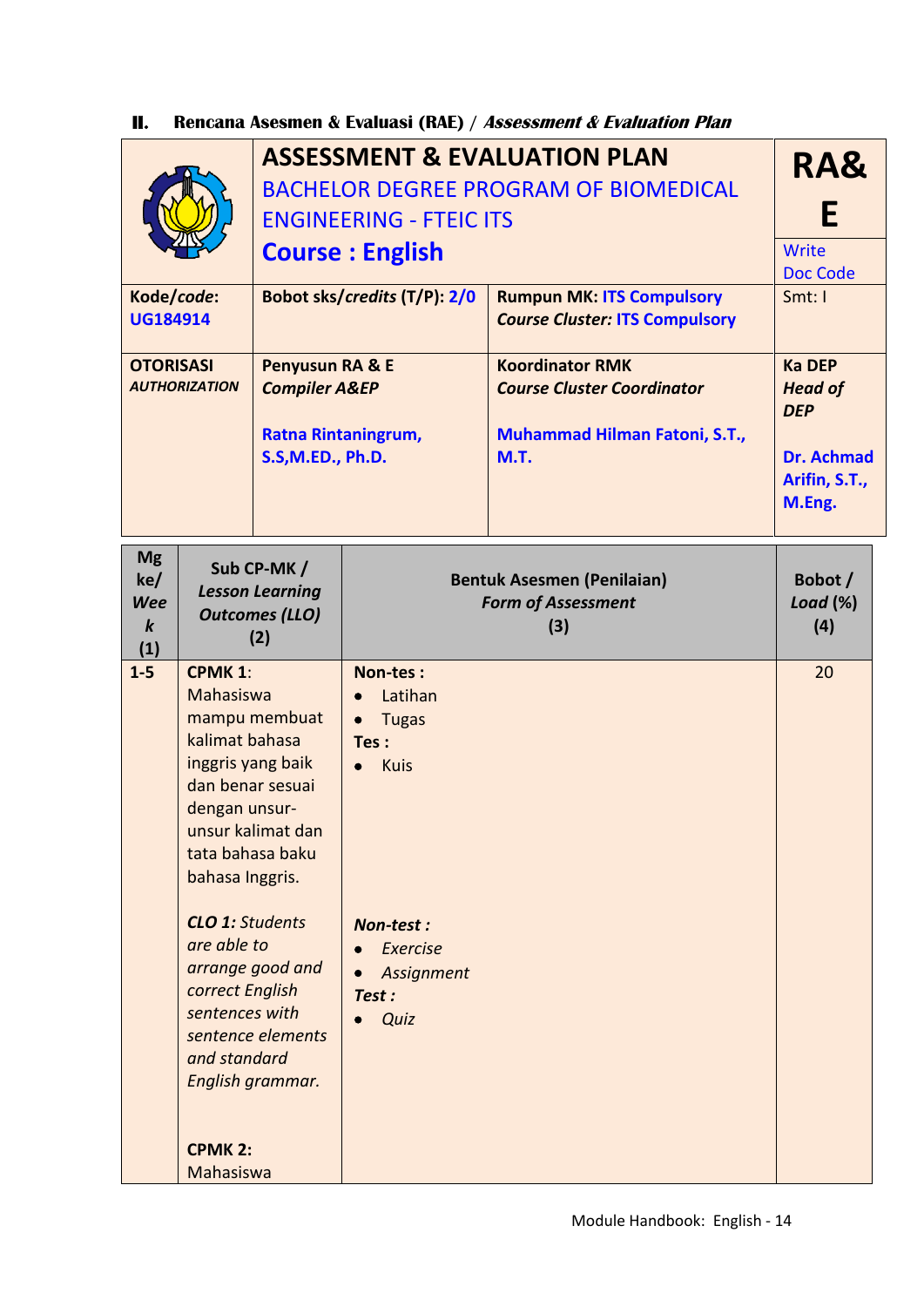## II. Rencana Asesmen & Evaluasi (RAE) / *Assessment & Evaluation Plan*

| | **ASSESSMENT & EVALUATION PLAN**<br>BACHELOR DEGREE PROGRAM OF BIOMEDICAL ENGINEERING - FTEIC ITS<br>**Course : English** | | **RA&E**<br>Write Doc Code |
|---|---|---|---|
| **Kode/*code*:** UG184914 | **Bobot sks/*credits* (T/P):** 2/0 | **Rumpun MK:** ITS Compulsory<br>***Course Cluster:*** ITS Compulsory | Smt: I |
| **OTORISASI**<br>***AUTHORIZATION*** | **Penyusun RA & E**<br>***Compiler A&EP***<br><br>**Ratna Rintaningrum, S.S,M.ED., Ph.D.** | **Koordinator RMK**<br>***Course Cluster Coordinator***<br><br>**Muhammad Hilman Fatoni, S.T., M.T.** | **Ka DEP**<br>***Head of DEP***<br><br>**Dr. Achmad Arifin, S.T., M.Eng.** |

| **Mg ke/ *Week* (1)** | **Sub CP-MK / *Lesson Learning Outcomes (LLO)* (2)** | **Bentuk Asesmen (Penilaian) *Form of Assessment* (3)** | **Bobot / *Load* (%) (4)** |
|---|---|---|---|
| 1-5 | **CPMK 1**: Mahasiswa mampu membuat kalimat bahasa inggris yang baik dan benar sesuai dengan unsur-unsur kalimat dan tata bahasa baku bahasa Inggris.<br><br>***CLO 1:*** *Students are able to arrange good and correct English sentences with sentence elements and standard English grammar.*<br><br>**CPMK 2:** Mahasiswa | **Non-tes :**<br>• Latihan<br>• Tugas<br>**Tes :**<br>• Kuis<br><br>***Non-test :***<br>• *Exercise*<br>• *Assignment*<br>***Test :***<br>• *Quiz* | 20 |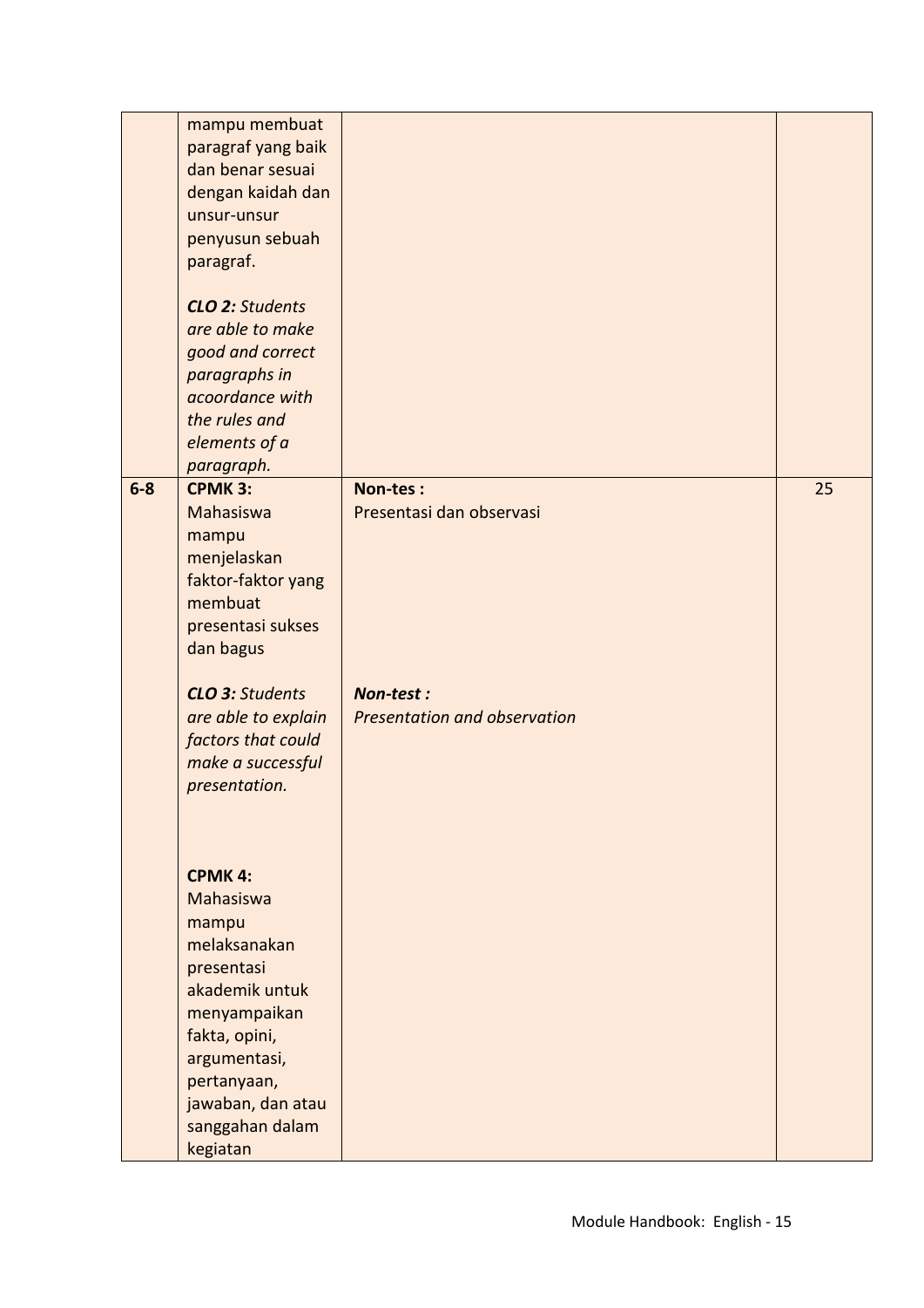| | | | |
|---|---|---|---|
| | mampu membuat paragraf yang baik dan benar sesuai dengan kaidah dan unsur-unsur penyusun sebuah paragraf.<br><br>***CLO 2:** Students are able to make good and correct paragraphs in acoordance with the rules and elements of a paragraph.* | | |
| **6-8** | **CPMK 3:** Mahasiswa mampu menjelaskan faktor-faktor yang membuat presentasi sukses dan bagus<br><br>***CLO 3:** Students are able to explain factors that could make a successful presentation.*<br><br>**CPMK 4:** Mahasiswa mampu melaksanakan presentasi akademik untuk menyampaikan fakta, opini, argumentasi, pertanyaan, jawaban, dan atau sanggahan dalam kegiatan | **Non-tes :** Presentasi dan observasi<br><br>***Non-test :** Presentation and observation* | 25 |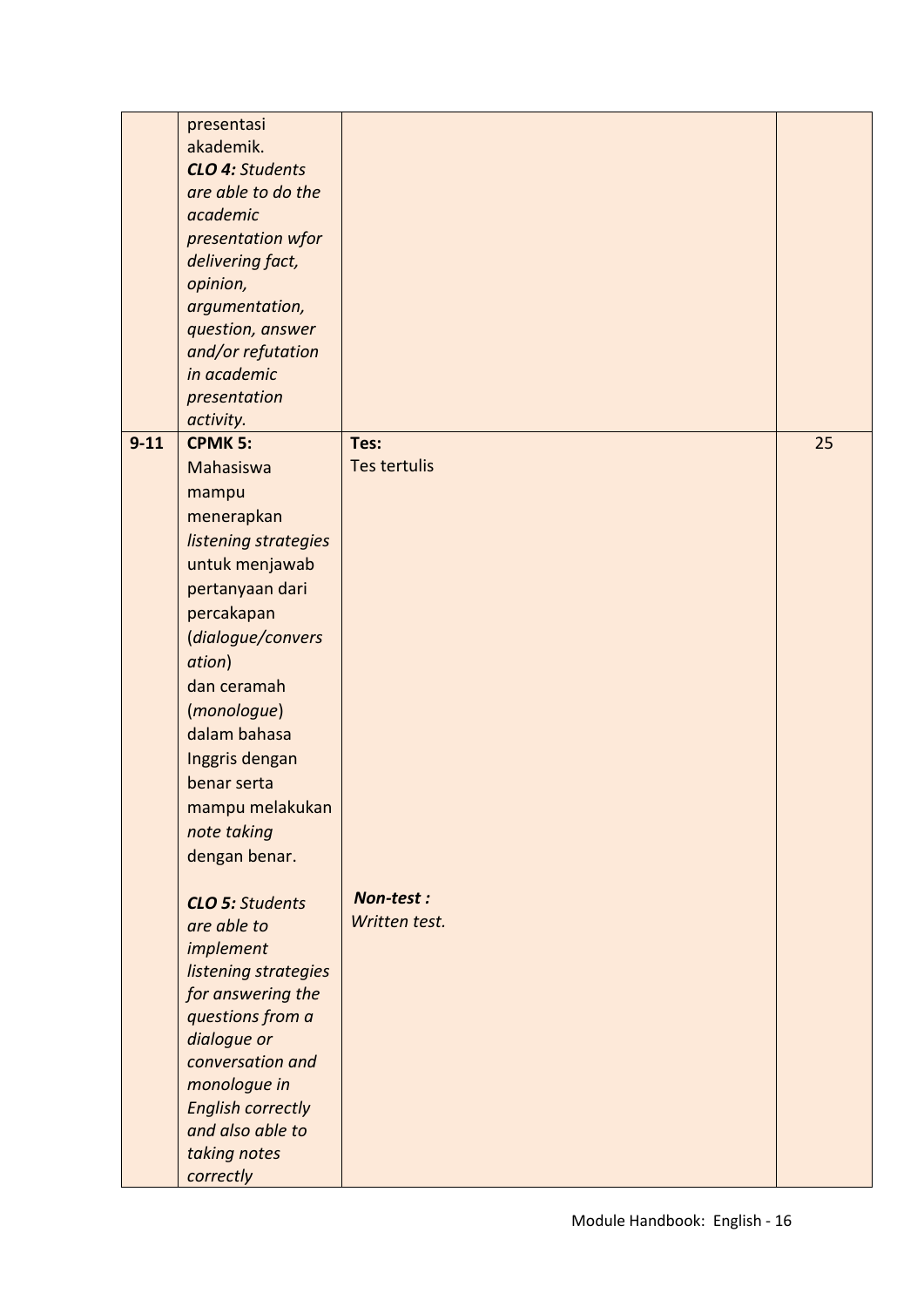| | | | |
|---|---|---|---|
| | presentasi akademik.<br>***CLO 4:*** *Students are able to do the academic presentation wfor delivering fact, opinion, argumentation, question, answer and/or refutation in academic presentation activity.* | | |
| **9-11** | **CPMK 5:**<br>Mahasiswa mampu menerapkan *listening strategies* untuk menjawab pertanyaan dari percakapan (*dialogue/conversation*) dan ceramah (*monologue*) dalam bahasa Inggris dengan benar serta mampu melakukan *note taking* dengan benar.<br><br>***CLO 5:*** *Students are able to implement listening strategies for answering the questions from a dialogue or conversation and monologue in English correctly and also able to taking notes correctly* | **Tes:**<br>Tes tertulis<br><br>***Non-test :***<br>*Written test.* | 25 |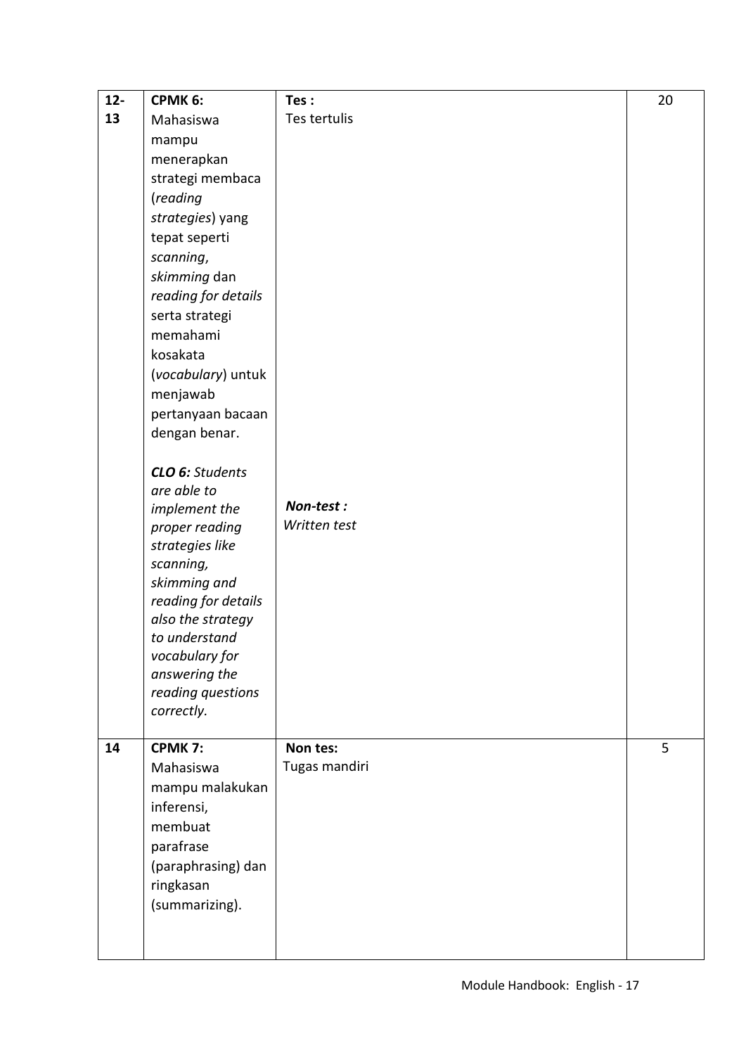| | | | |
|---|---|---|---|
| **12-13** | **CPMK 6:** Mahasiswa mampu menerapkan strategi membaca (*reading strategies*) yang tepat seperti *scanning*, *skimming* dan *reading for details* serta strategi memahami kosakata (*vocabulary*) untuk menjawab pertanyaan bacaan dengan benar.<br><br>***CLO 6:** Students are able to implement the proper reading strategies like scanning, skimming and reading for details also the strategy to understand vocabulary for answering the reading questions correctly.* | **Tes :**<br>Tes tertulis<br><br>***Non-test :***<br>*Written test* | 20 |
| **14** | **CPMK 7:** Mahasiswa mampu malakukan inferensi, membuat parafrase (paraphrasing) dan ringkasan (summarizing). | **Non tes:**<br>Tugas mandiri | 5 |

Module Handbook: English - 17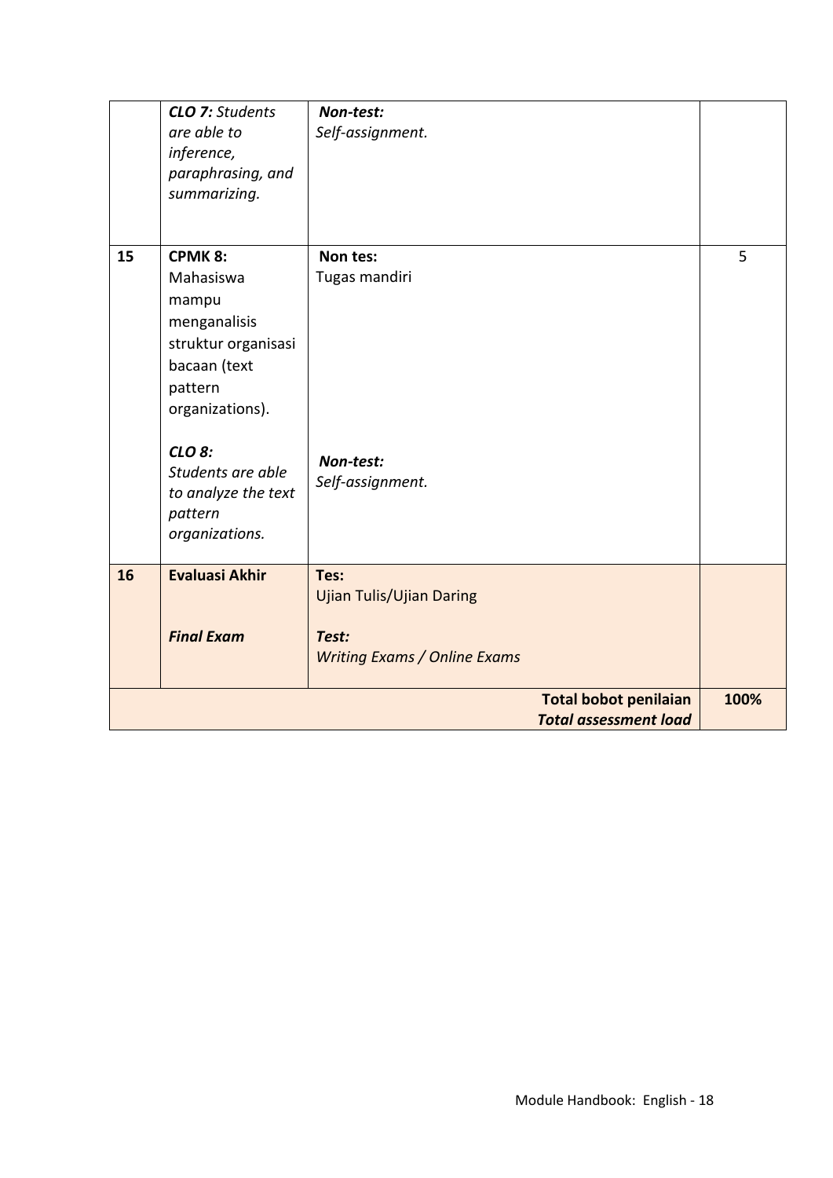| | | | |
|---|---|---|---|
| | ***CLO 7:*** *Students are able to inference, paraphrasing, and summarizing.* | ***Non-test:*** *Self-assignment.* | |
| **15** | **CPMK 8:** Mahasiswa mampu menganalisis struktur organisasi bacaan (text pattern organizations).<br><br>***CLO 8:*** *Students are able to analyze the text pattern organizations.* | **Non tes:** Tugas mandiri<br><br>***Non-test:*** *Self-assignment.* | 5 |
| **16** | **Evaluasi Akhir**<br><br>***Final Exam*** | **Tes:** Ujian Tulis/Ujian Daring<br><br>***Test:*** *Writing Exams / Online Exams* | |
| | | **Total bobot penilaian** ***Total assessment load*** | **100%** |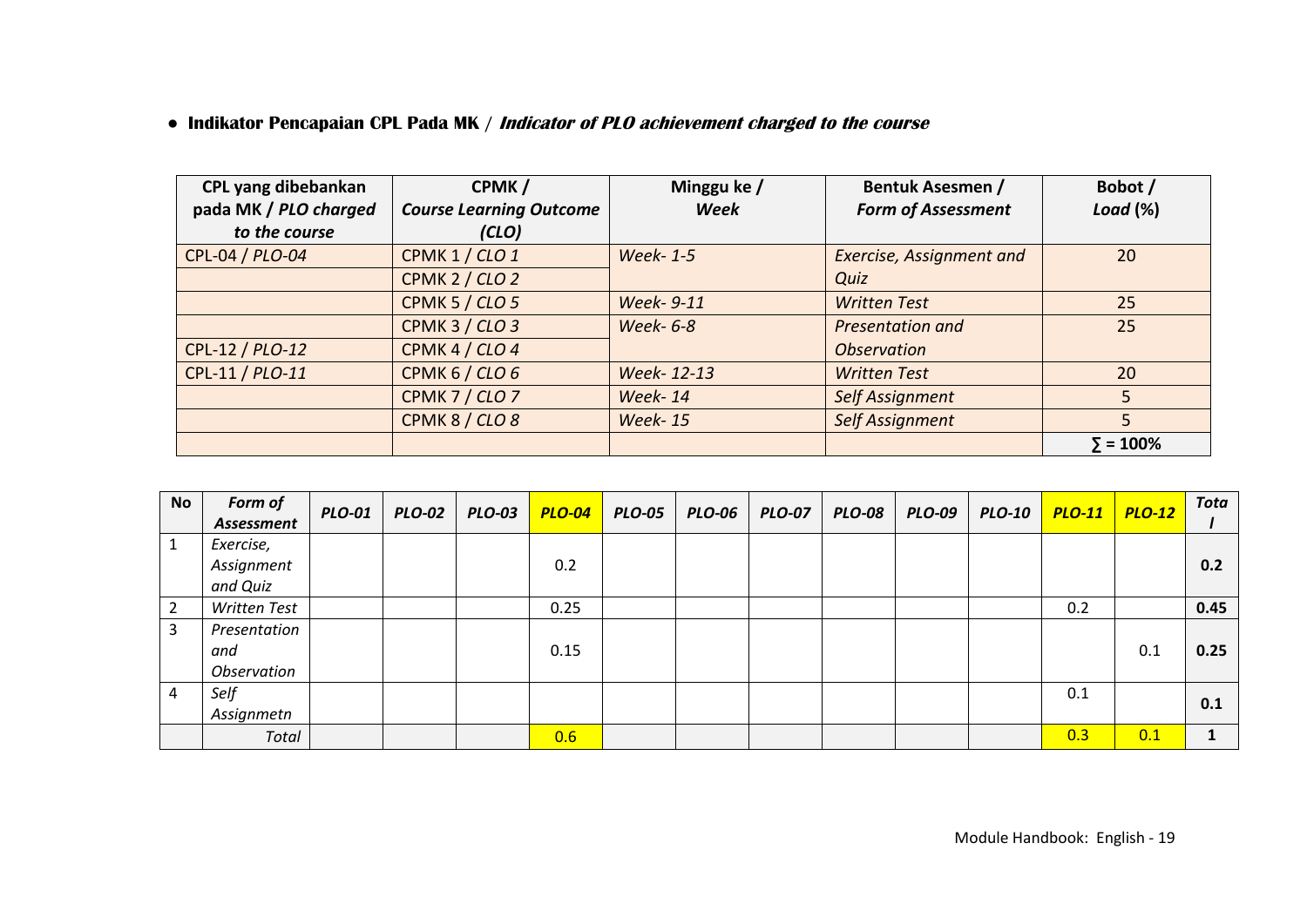- **Indikator Pencapaian CPL Pada MK /** ***Indicator of PLO achievement charged to the course***

| CPL yang dibebankan pada MK / *PLO charged to the course* | CPMK / *Course Learning Outcome (CLO)* | Minggu ke / *Week* | Bentuk Asesmen / *Form of Assessment* | Bobot / *Load* (%) |
|---|---|---|---|---|
| CPL-04 / *PLO-04* | CPMK 1 / *CLO 1* | *Week- 1-5* | *Exercise, Assignment and Quiz* | 20 |
| | CPMK 2 / *CLO 2* | | | |
| | CPMK 5 / *CLO 5* | *Week- 9-11* | *Written Test* | 25 |
| | CPMK 3 / *CLO 3* | *Week- 6-8* | *Presentation and Observation* | 25 |
| CPL-12 / *PLO-12* | CPMK 4 / *CLO 4* | | | |
| CPL-11 / *PLO-11* | CPMK 6 / *CLO 6* | *Week- 12-13* | *Written Test* | 20 |
| | CPMK 7 / *CLO 7* | *Week- 14* | *Self Assignment* | 5 |
| | CPMK 8 / *CLO 8* | *Week- 15* | *Self Assignment* | 5 |
| | | | | **∑ = 100%** |

| No | *Form of Assessment* | *PLO-01* | *PLO-02* | *PLO-03* | *PLO-04* | *PLO-05* | *PLO-06* | *PLO-07* | *PLO-08* | *PLO-09* | *PLO-10* | *PLO-11* | *PLO-12* | *Total* |
|---|---|---|---|---|---|---|---|---|---|---|---|---|---|---|
| 1 | *Exercise, Assignment and Quiz* | | | | 0.2 | | | | | | | | | **0.2** |
| 2 | *Written Test* | | | | 0.25 | | | | | | | 0.2 | | **0.45** |
| 3 | *Presentation and Observation* | | | | 0.15 | | | | | | | | 0.1 | **0.25** |
| 4 | *Self Assignmetn* | | | | | | | | | | | 0.1 | | **0.1** |
| | *Total* | | | | 0.6 | | | | | | | 0.3 | 0.1 | **1** |